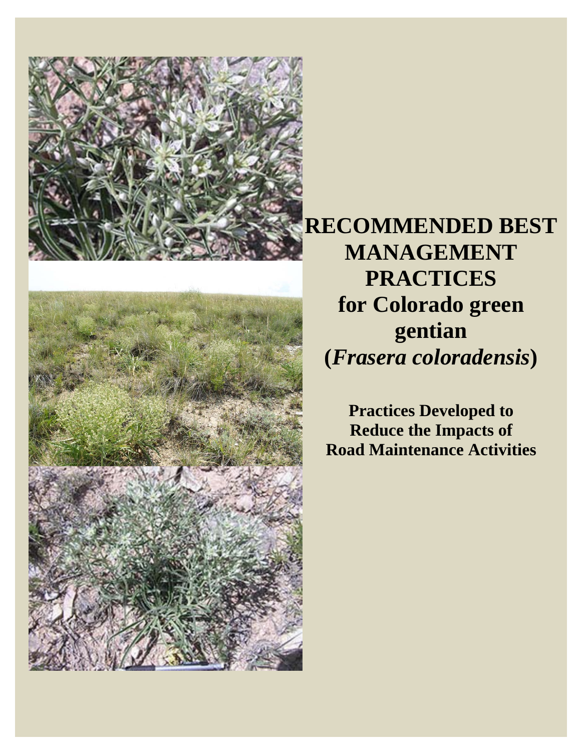# RECOMMENDED BEST MANAGEMENT PRACTICES for Colorado green gentian (*Frasera coloradensis*)

**Practices Developed to Reduce the Impacts of Road Maintenance Activities**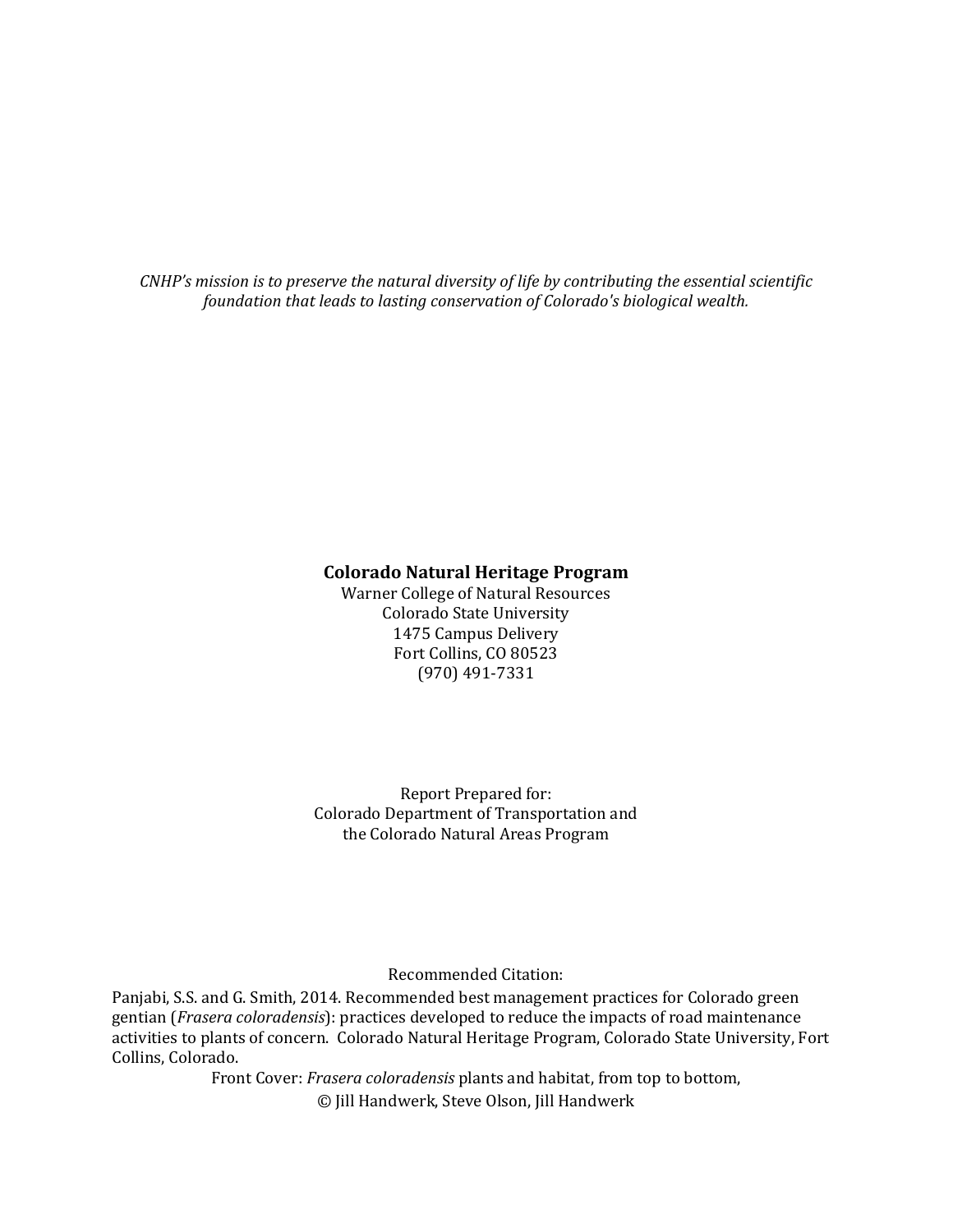*CNHP's mission is to preserve the natural diversity of life by contributing the essential scientific foundation that leads to lasting conservation of Colorado's biological wealth.*

**Colorado Natural Heritage Program**
Warner College of Natural Resources
Colorado State University
1475 Campus Delivery
Fort Collins, CO 80523
(970) 491-7331

Report Prepared for:
Colorado Department of Transportation and
the Colorado Natural Areas Program

Recommended Citation:

Panjabi, S.S. and G. Smith, 2014. Recommended best management practices for Colorado green gentian (*Frasera coloradensis*): practices developed to reduce the impacts of road maintenance activities to plants of concern. Colorado Natural Heritage Program, Colorado State University, Fort Collins, Colorado.

Front Cover: *Frasera coloradensis* plants and habitat, from top to bottom,
© Jill Handwerk, Steve Olson, Jill Handwerk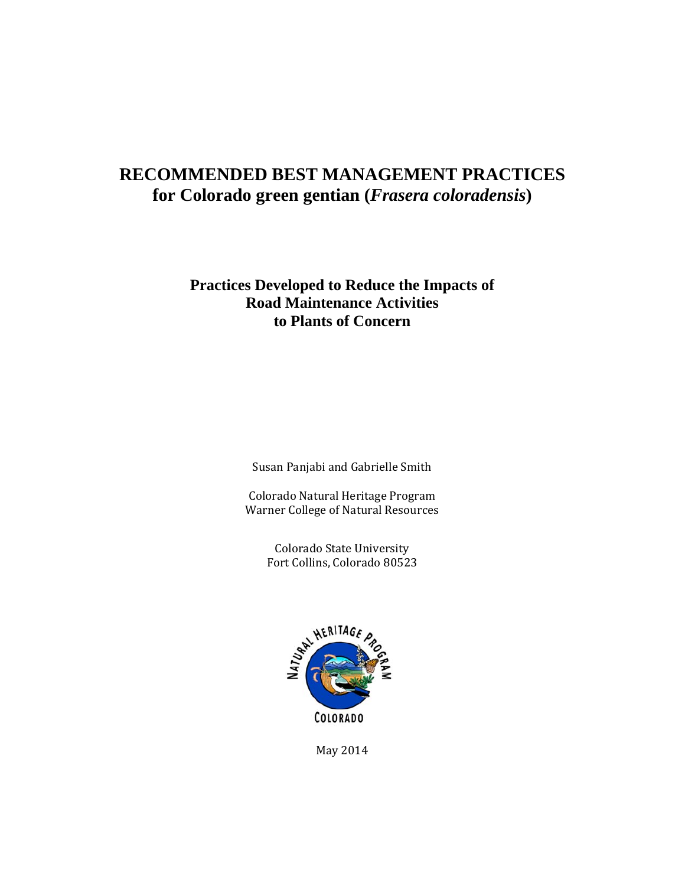# RECOMMENDED BEST MANAGEMENT PRACTICES for Colorado green gentian (*Frasera coloradensis*)

## Practices Developed to Reduce the Impacts of Road Maintenance Activities to Plants of Concern

Susan Panjabi and Gabrielle Smith

Colorado Natural Heritage Program
Warner College of Natural Resources

Colorado State University
Fort Collins, Colorado 80523

May 2014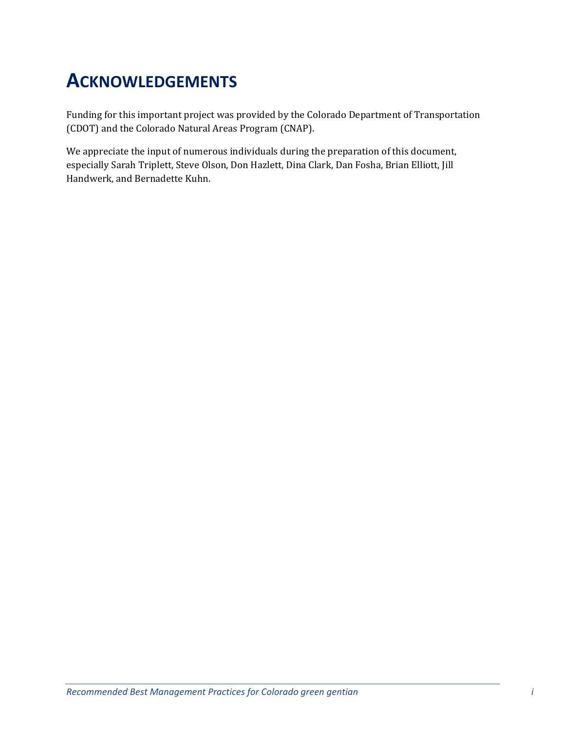# Acknowledgements

Funding for this important project was provided by the Colorado Department of Transportation (CDOT) and the Colorado Natural Areas Program (CNAP).

We appreciate the input of numerous individuals during the preparation of this document, especially Sarah Triplett, Steve Olson, Don Hazlett, Dina Clark, Dan Fosha, Brian Elliott, Jill Handwerk, and Bernadette Kuhn.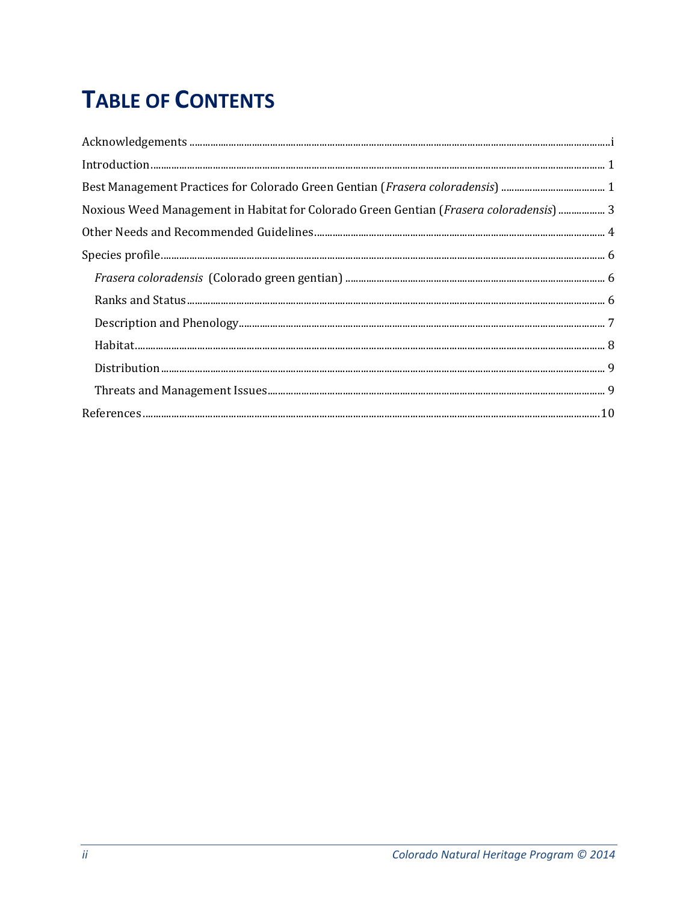# TABLE OF CONTENTS

Acknowledgements ....... i

Introduction ....... 1

Best Management Practices for Colorado Green Gentian (*Frasera coloradensis*) ....... 1

Noxious Weed Management in Habitat for Colorado Green Gentian (*Frasera coloradensis*) ....... 3

Other Needs and Recommended Guidelines ....... 4

Species profile ....... 6

- *Frasera coloradensis* (Colorado green gentian) ....... 6
- Ranks and Status ....... 6
- Description and Phenology ....... 7
- Habitat ....... 8
- Distribution ....... 9
- Threats and Management Issues ....... 9

References ....... 10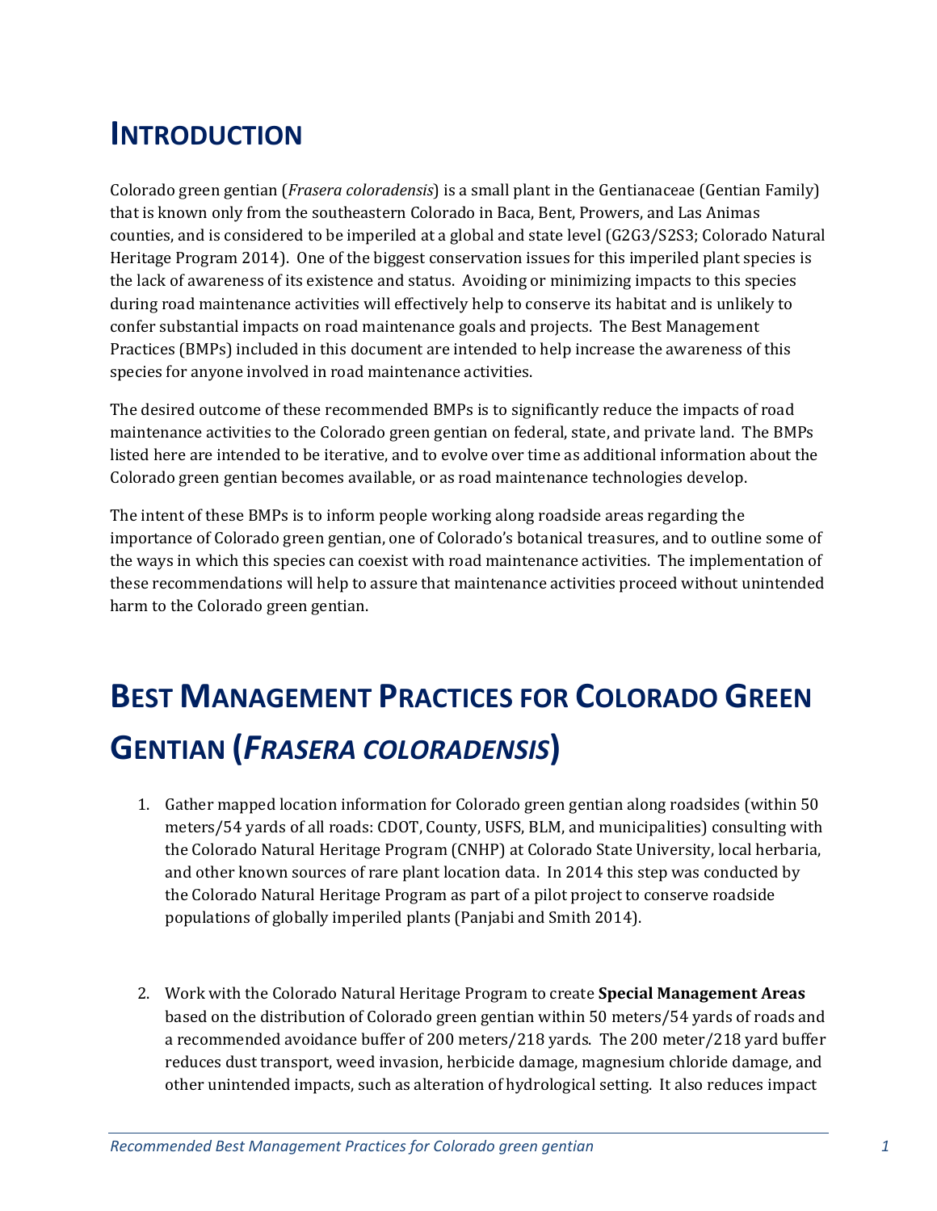# Introduction

Colorado green gentian (*Frasera coloradensis*) is a small plant in the Gentianaceae (Gentian Family) that is known only from the southeastern Colorado in Baca, Bent, Prowers, and Las Animas counties, and is considered to be imperiled at a global and state level (G2G3/S2S3; Colorado Natural Heritage Program 2014). One of the biggest conservation issues for this imperiled plant species is the lack of awareness of its existence and status. Avoiding or minimizing impacts to this species during road maintenance activities will effectively help to conserve its habitat and is unlikely to confer substantial impacts on road maintenance goals and projects. The Best Management Practices (BMPs) included in this document are intended to help increase the awareness of this species for anyone involved in road maintenance activities.

The desired outcome of these recommended BMPs is to significantly reduce the impacts of road maintenance activities to the Colorado green gentian on federal, state, and private land. The BMPs listed here are intended to be iterative, and to evolve over time as additional information about the Colorado green gentian becomes available, or as road maintenance technologies develop.

The intent of these BMPs is to inform people working along roadside areas regarding the importance of Colorado green gentian, one of Colorado's botanical treasures, and to outline some of the ways in which this species can coexist with road maintenance activities. The implementation of these recommendations will help to assure that maintenance activities proceed without unintended harm to the Colorado green gentian.

# Best Management Practices for Colorado Green Gentian (*Frasera coloradensis*)

1. Gather mapped location information for Colorado green gentian along roadsides (within 50 meters/54 yards of all roads: CDOT, County, USFS, BLM, and municipalities) consulting with the Colorado Natural Heritage Program (CNHP) at Colorado State University, local herbaria, and other known sources of rare plant location data. In 2014 this step was conducted by the Colorado Natural Heritage Program as part of a pilot project to conserve roadside populations of globally imperiled plants (Panjabi and Smith 2014).

2. Work with the Colorado Natural Heritage Program to create **Special Management Areas** based on the distribution of Colorado green gentian within 50 meters/54 yards of roads and a recommended avoidance buffer of 200 meters/218 yards. The 200 meter/218 yard buffer reduces dust transport, weed invasion, herbicide damage, magnesium chloride damage, and other unintended impacts, such as alteration of hydrological setting. It also reduces impact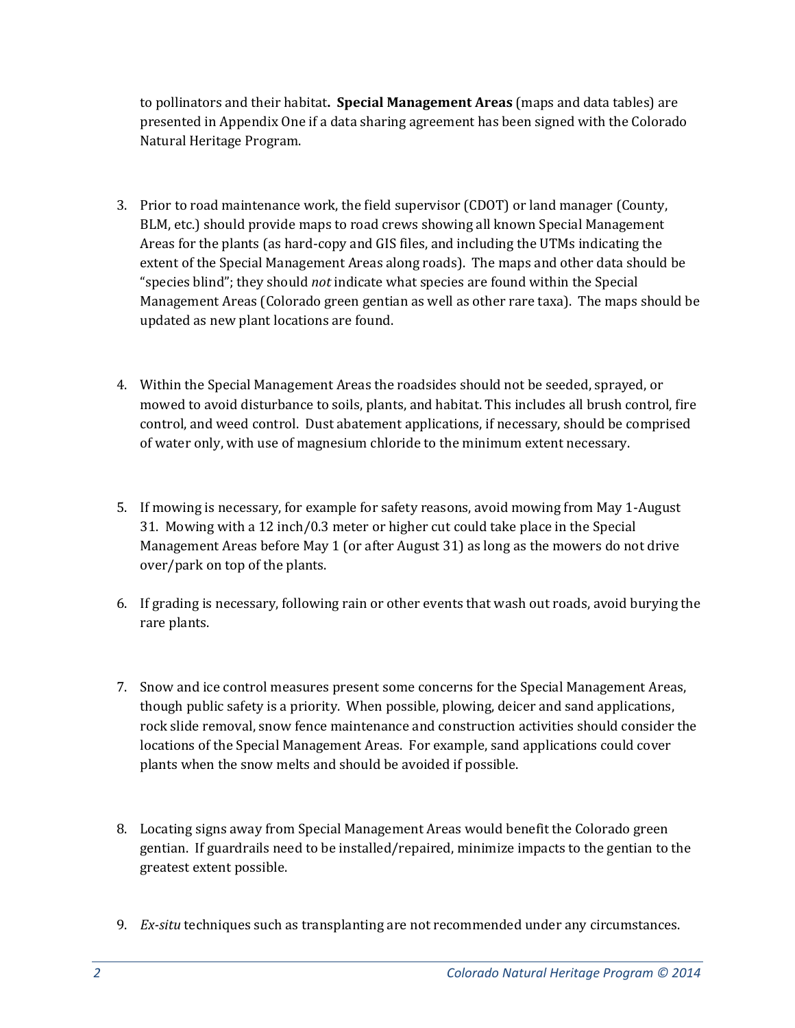to pollinators and their habitat**. Special Management Areas** (maps and data tables) are presented in Appendix One if a data sharing agreement has been signed with the Colorado Natural Heritage Program.

3. Prior to road maintenance work, the field supervisor (CDOT) or land manager (County, BLM, etc.) should provide maps to road crews showing all known Special Management Areas for the plants (as hard-copy and GIS files, and including the UTMs indicating the extent of the Special Management Areas along roads). The maps and other data should be "species blind"; they should *not* indicate what species are found within the Special Management Areas (Colorado green gentian as well as other rare taxa). The maps should be updated as new plant locations are found.

4. Within the Special Management Areas the roadsides should not be seeded, sprayed, or mowed to avoid disturbance to soils, plants, and habitat. This includes all brush control, fire control, and weed control. Dust abatement applications, if necessary, should be comprised of water only, with use of magnesium chloride to the minimum extent necessary.

5. If mowing is necessary, for example for safety reasons, avoid mowing from May 1-August 31. Mowing with a 12 inch/0.3 meter or higher cut could take place in the Special Management Areas before May 1 (or after August 31) as long as the mowers do not drive over/park on top of the plants.

6. If grading is necessary, following rain or other events that wash out roads, avoid burying the rare plants.

7. Snow and ice control measures present some concerns for the Special Management Areas, though public safety is a priority. When possible, plowing, deicer and sand applications, rock slide removal, snow fence maintenance and construction activities should consider the locations of the Special Management Areas. For example, sand applications could cover plants when the snow melts and should be avoided if possible.

8. Locating signs away from Special Management Areas would benefit the Colorado green gentian. If guardrails need to be installed/repaired, minimize impacts to the gentian to the greatest extent possible.

9. *Ex-situ* techniques such as transplanting are not recommended under any circumstances.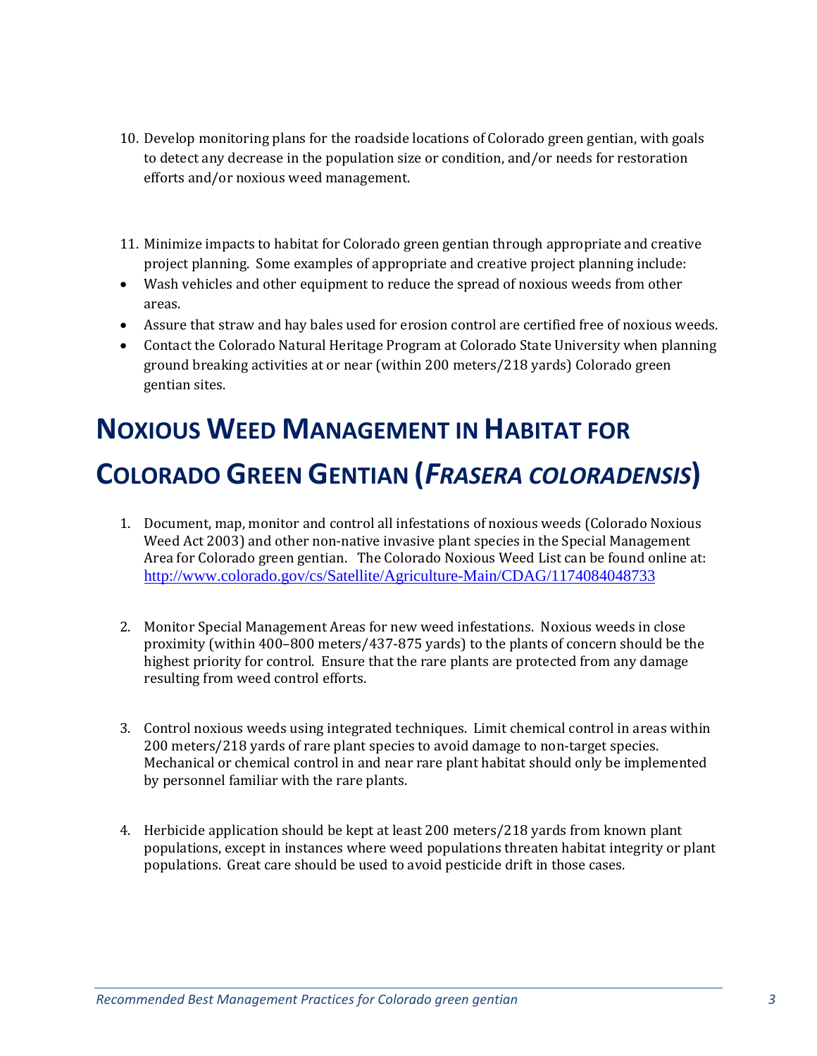10. Develop monitoring plans for the roadside locations of Colorado green gentian, with goals to detect any decrease in the population size or condition, and/or needs for restoration efforts and/or noxious weed management.

11. Minimize impacts to habitat for Colorado green gentian through appropriate and creative project planning. Some examples of appropriate and creative project planning include:

- Wash vehicles and other equipment to reduce the spread of noxious weeds from other areas.
- Assure that straw and hay bales used for erosion control are certified free of noxious weeds.
- Contact the Colorado Natural Heritage Program at Colorado State University when planning ground breaking activities at or near (within 200 meters/218 yards) Colorado green gentian sites.

# NOXIOUS WEED MANAGEMENT IN HABITAT FOR COLORADO GREEN GENTIAN (*FRASERA COLORADENSIS*)

1. Document, map, monitor and control all infestations of noxious weeds (Colorado Noxious Weed Act 2003) and other non-native invasive plant species in the Special Management Area for Colorado green gentian. The Colorado Noxious Weed List can be found online at: http://www.colorado.gov/cs/Satellite/Agriculture-Main/CDAG/1174084048733

2. Monitor Special Management Areas for new weed infestations. Noxious weeds in close proximity (within 400–800 meters/437-875 yards) to the plants of concern should be the highest priority for control. Ensure that the rare plants are protected from any damage resulting from weed control efforts.

3. Control noxious weeds using integrated techniques. Limit chemical control in areas within 200 meters/218 yards of rare plant species to avoid damage to non-target species. Mechanical or chemical control in and near rare plant habitat should only be implemented by personnel familiar with the rare plants.

4. Herbicide application should be kept at least 200 meters/218 yards from known plant populations, except in instances where weed populations threaten habitat integrity or plant populations. Great care should be used to avoid pesticide drift in those cases.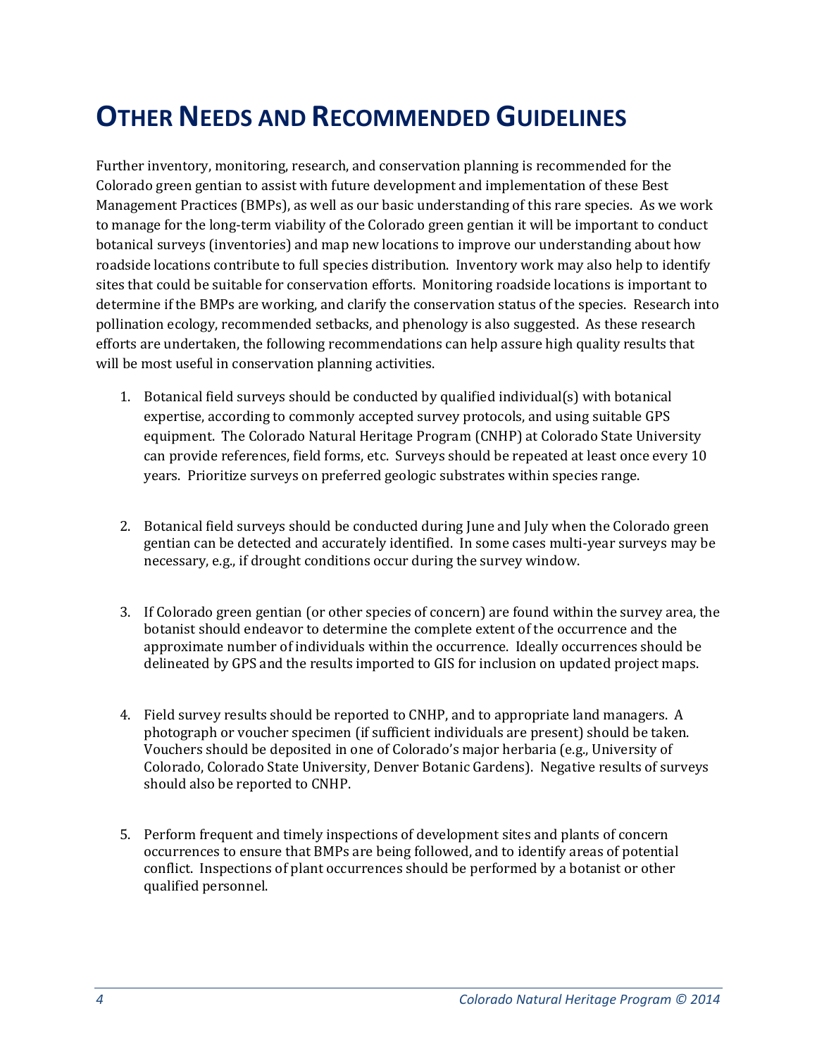# OTHER NEEDS AND RECOMMENDED GUIDELINES

Further inventory, monitoring, research, and conservation planning is recommended for the Colorado green gentian to assist with future development and implementation of these Best Management Practices (BMPs), as well as our basic understanding of this rare species. As we work to manage for the long-term viability of the Colorado green gentian it will be important to conduct botanical surveys (inventories) and map new locations to improve our understanding about how roadside locations contribute to full species distribution. Inventory work may also help to identify sites that could be suitable for conservation efforts. Monitoring roadside locations is important to determine if the BMPs are working, and clarify the conservation status of the species. Research into pollination ecology, recommended setbacks, and phenology is also suggested. As these research efforts are undertaken, the following recommendations can help assure high quality results that will be most useful in conservation planning activities.

1. Botanical field surveys should be conducted by qualified individual(s) with botanical expertise, according to commonly accepted survey protocols, and using suitable GPS equipment. The Colorado Natural Heritage Program (CNHP) at Colorado State University can provide references, field forms, etc. Surveys should be repeated at least once every 10 years. Prioritize surveys on preferred geologic substrates within species range.

2. Botanical field surveys should be conducted during June and July when the Colorado green gentian can be detected and accurately identified. In some cases multi-year surveys may be necessary, e.g., if drought conditions occur during the survey window.

3. If Colorado green gentian (or other species of concern) are found within the survey area, the botanist should endeavor to determine the complete extent of the occurrence and the approximate number of individuals within the occurrence. Ideally occurrences should be delineated by GPS and the results imported to GIS for inclusion on updated project maps.

4. Field survey results should be reported to CNHP, and to appropriate land managers. A photograph or voucher specimen (if sufficient individuals are present) should be taken. Vouchers should be deposited in one of Colorado's major herbaria (e.g., University of Colorado, Colorado State University, Denver Botanic Gardens). Negative results of surveys should also be reported to CNHP.

5. Perform frequent and timely inspections of development sites and plants of concern occurrences to ensure that BMPs are being followed, and to identify areas of potential conflict. Inspections of plant occurrences should be performed by a botanist or other qualified personnel.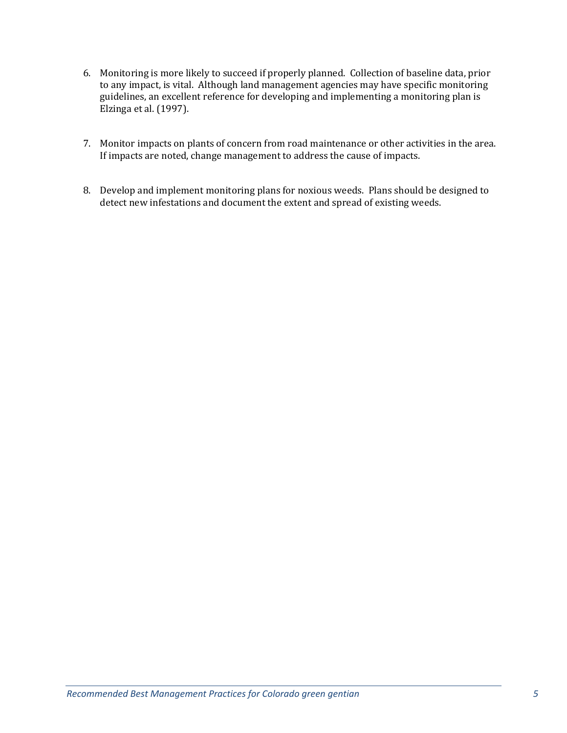6. Monitoring is more likely to succeed if properly planned. Collection of baseline data, prior to any impact, is vital. Although land management agencies may have specific monitoring guidelines, an excellent reference for developing and implementing a monitoring plan is Elzinga et al. (1997).

7. Monitor impacts on plants of concern from road maintenance or other activities in the area. If impacts are noted, change management to address the cause of impacts.

8. Develop and implement monitoring plans for noxious weeds. Plans should be designed to detect new infestations and document the extent and spread of existing weeds.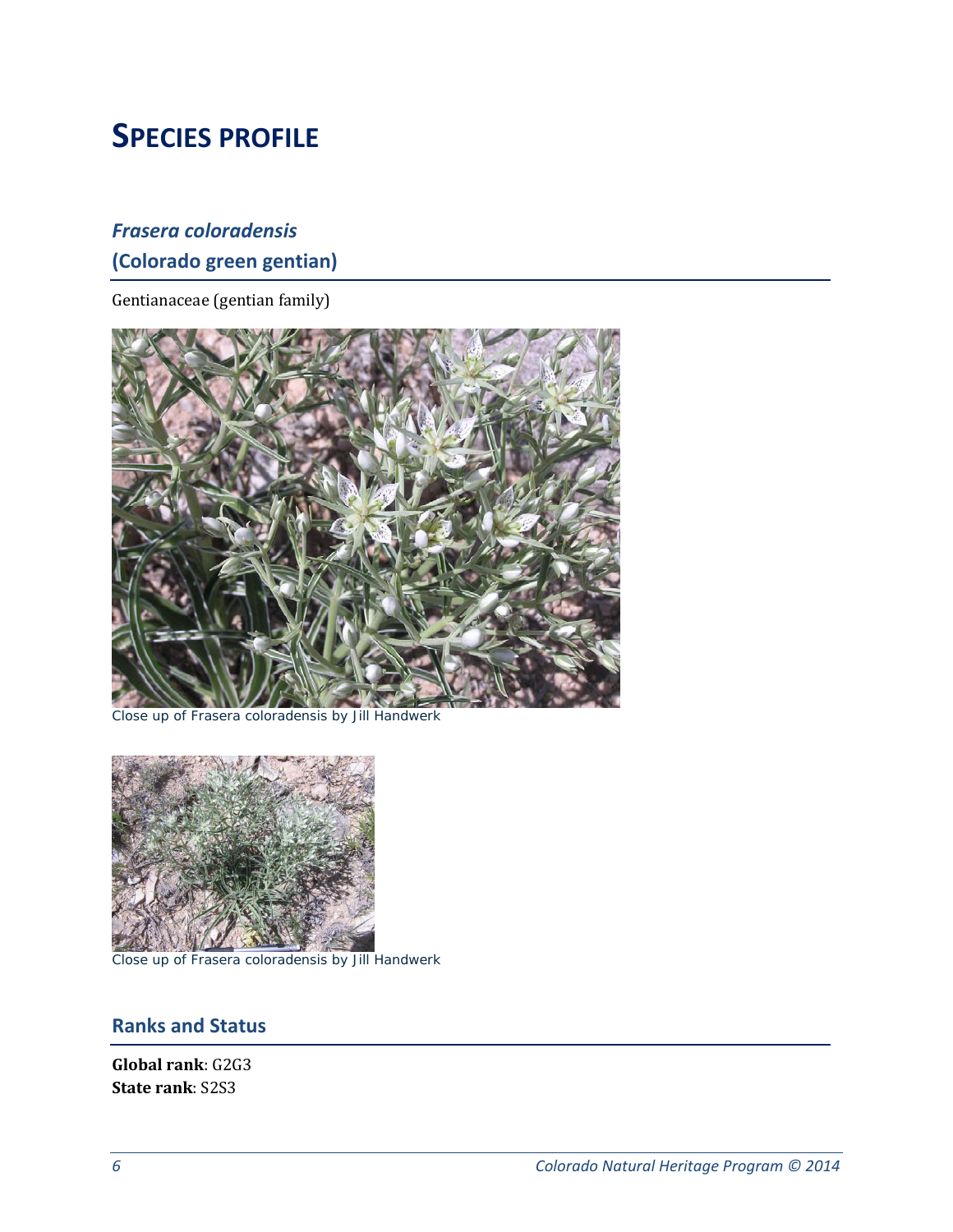# Species Profile

## *Frasera coloradensis*

## (Colorado green gentian)

Gentianaceae (gentian family)

Close up of Frasera coloradensis by Jill Handwerk

Close up of Frasera coloradensis by Jill Handwerk

## Ranks and Status

**Global rank**: G2G3
**State rank**: S2S3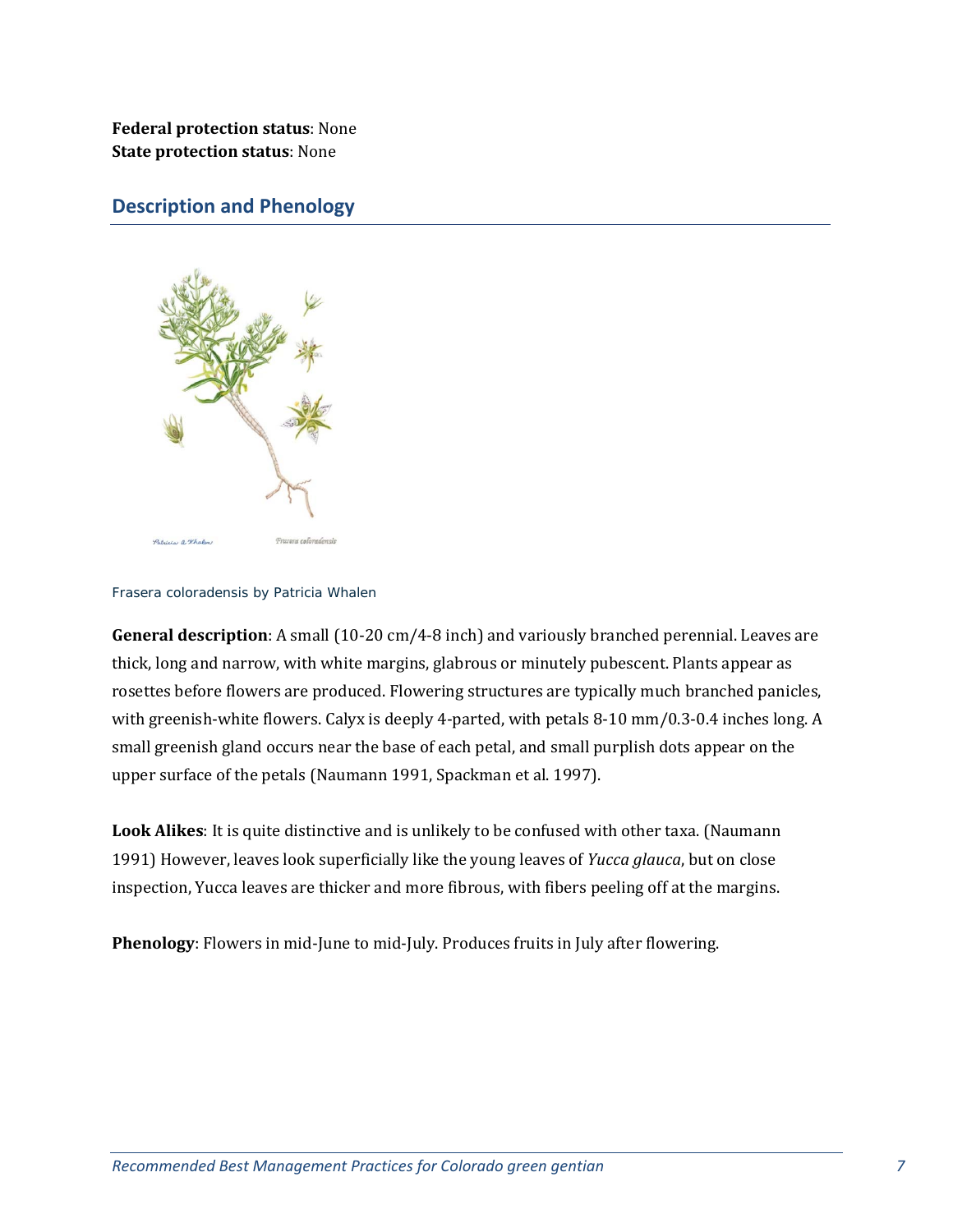**Federal protection status**: None
**State protection status**: None

## Description and Phenology

Frasera coloradensis by Patricia Whalen

**General description**: A small (10-20 cm/4-8 inch) and variously branched perennial. Leaves are thick, long and narrow, with white margins, glabrous or minutely pubescent. Plants appear as rosettes before flowers are produced. Flowering structures are typically much branched panicles, with greenish-white flowers. Calyx is deeply 4-parted, with petals 8-10 mm/0.3-0.4 inches long. A small greenish gland occurs near the base of each petal, and small purplish dots appear on the upper surface of the petals (Naumann 1991, Spackman et al. 1997).

**Look Alikes**: It is quite distinctive and is unlikely to be confused with other taxa. (Naumann 1991) However, leaves look superficially like the young leaves of *Yucca glauca*, but on close inspection, Yucca leaves are thicker and more fibrous, with fibers peeling off at the margins.

**Phenology**: Flowers in mid-June to mid-July. Produces fruits in July after flowering.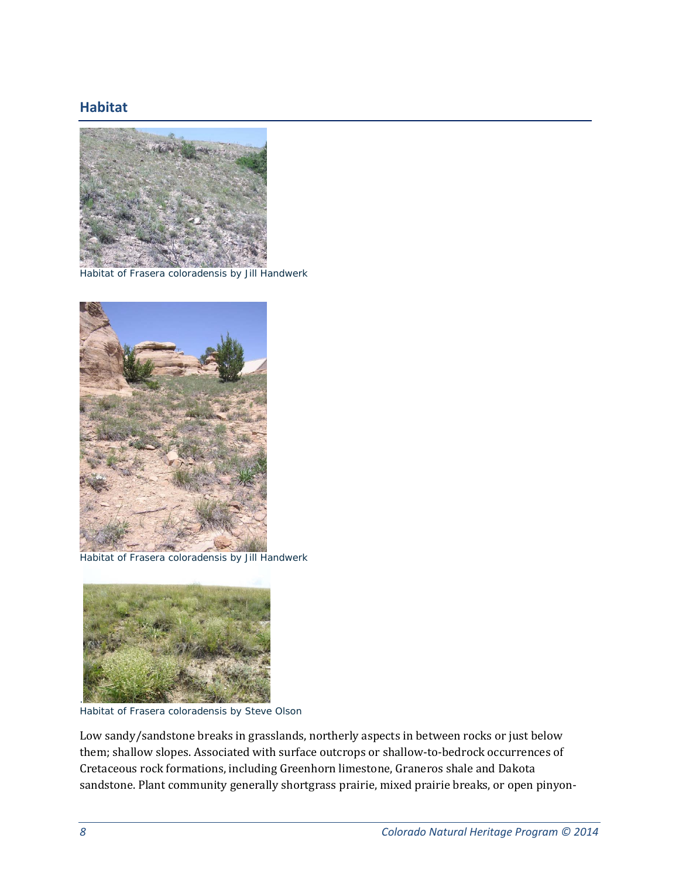## Habitat

Habitat of Frasera coloradensis by Jill Handwerk

Habitat of Frasera coloradensis by Jill Handwerk

Habitat of Frasera coloradensis by Steve Olson

Low sandy/sandstone breaks in grasslands, northerly aspects in between rocks or just below them; shallow slopes. Associated with surface outcrops or shallow-to-bedrock occurrences of Cretaceous rock formations, including Greenhorn limestone, Graneros shale and Dakota sandstone. Plant community generally shortgrass prairie, mixed prairie breaks, or open pinyon-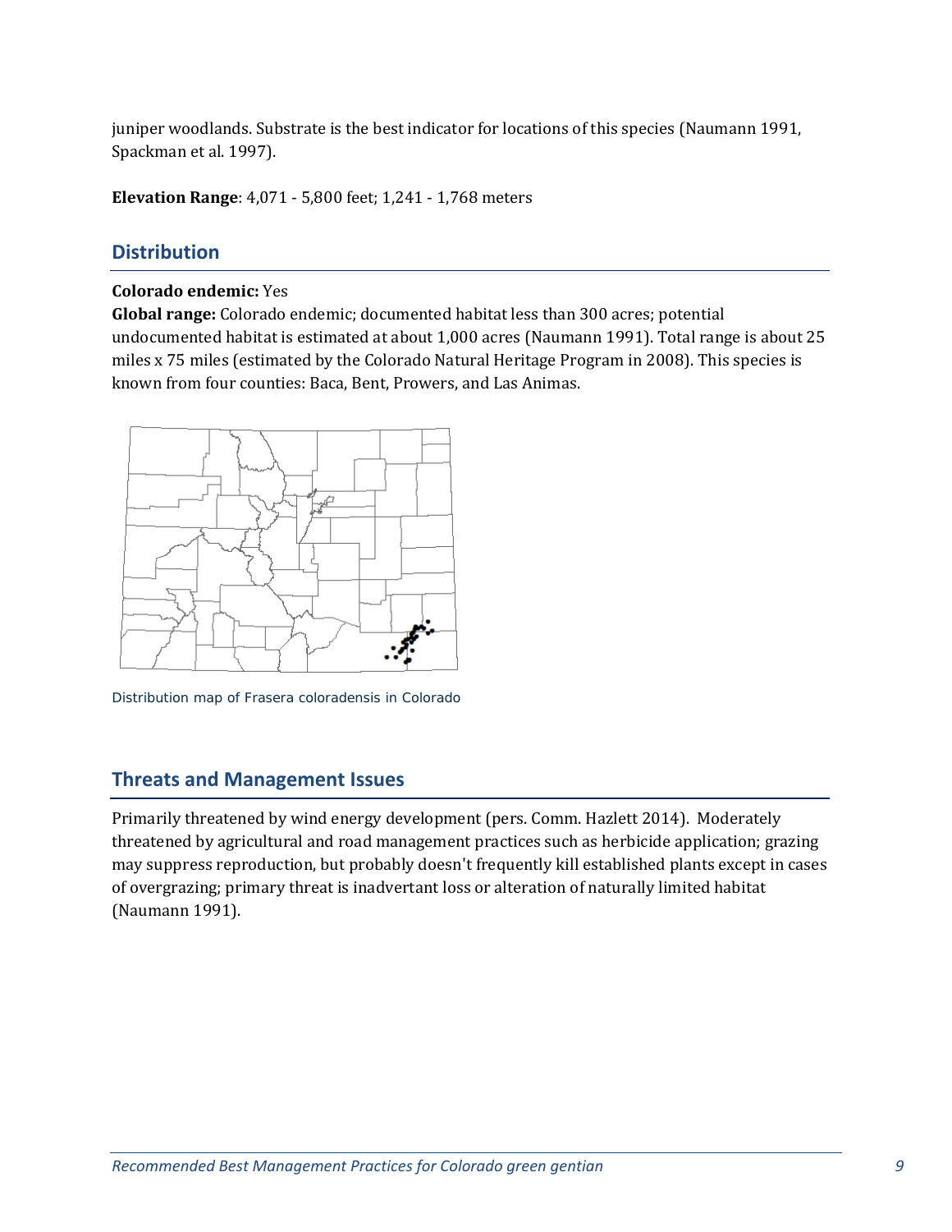juniper woodlands. Substrate is the best indicator for locations of this species (Naumann 1991, Spackman et al. 1997).

**Elevation Range**: 4,071 - 5,800 feet; 1,241 - 1,768 meters

## Distribution

**Colorado endemic:** Yes
**Global range:** Colorado endemic; documented habitat less than 300 acres; potential undocumented habitat is estimated at about 1,000 acres (Naumann 1991). Total range is about 25 miles x 75 miles (estimated by the Colorado Natural Heritage Program in 2008). This species is known from four counties: Baca, Bent, Prowers, and Las Animas.

Distribution map of Frasera coloradensis in Colorado

## Threats and Management Issues

Primarily threatened by wind energy development (pers. Comm. Hazlett 2014). Moderately threatened by agricultural and road management practices such as herbicide application; grazing may suppress reproduction, but probably doesn't frequently kill established plants except in cases of overgrazing; primary threat is inadvertant loss or alteration of naturally limited habitat (Naumann 1991).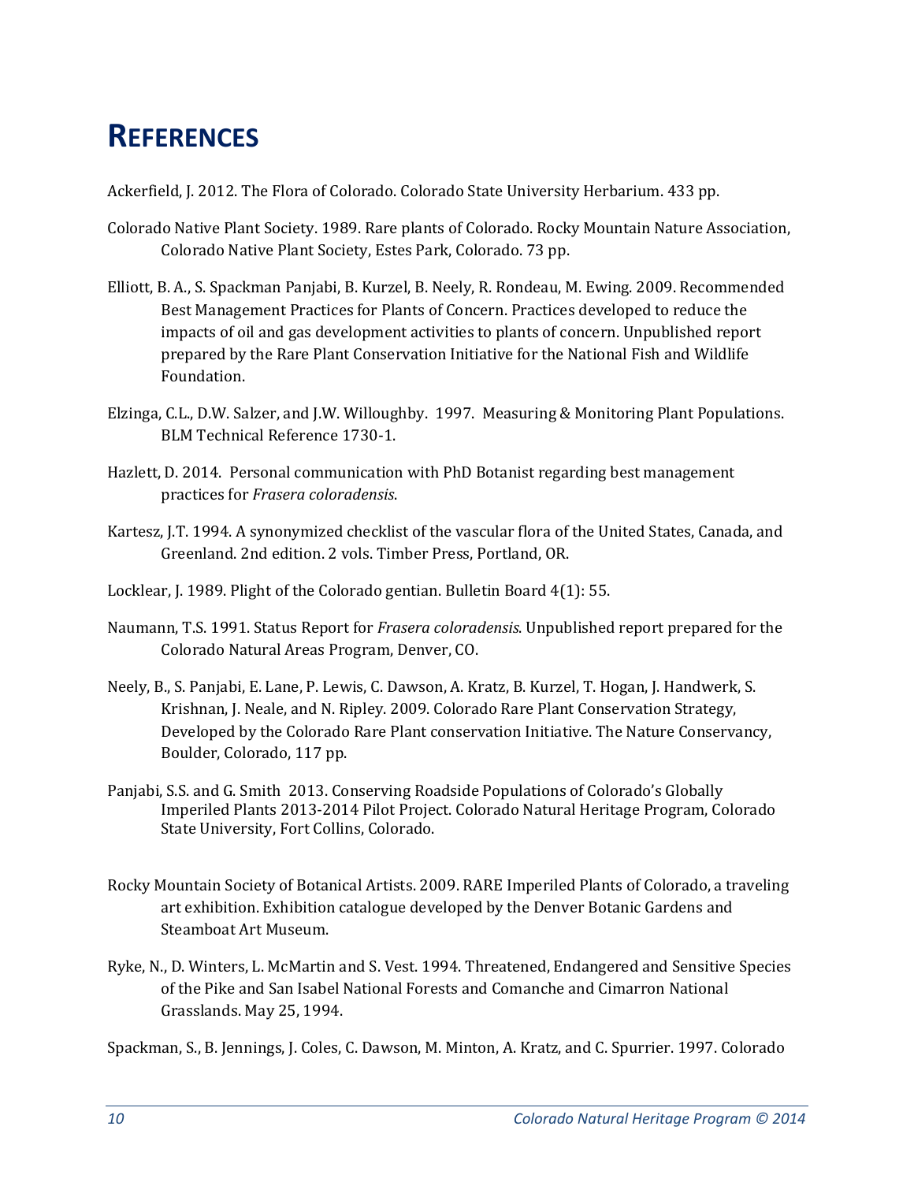# REFERENCES

Ackerfield, J. 2012. The Flora of Colorado. Colorado State University Herbarium. 433 pp.

Colorado Native Plant Society. 1989. Rare plants of Colorado. Rocky Mountain Nature Association, Colorado Native Plant Society, Estes Park, Colorado. 73 pp.

Elliott, B. A., S. Spackman Panjabi, B. Kurzel, B. Neely, R. Rondeau, M. Ewing. 2009. Recommended Best Management Practices for Plants of Concern. Practices developed to reduce the impacts of oil and gas development activities to plants of concern. Unpublished report prepared by the Rare Plant Conservation Initiative for the National Fish and Wildlife Foundation.

Elzinga, C.L., D.W. Salzer, and J.W. Willoughby. 1997. Measuring & Monitoring Plant Populations. BLM Technical Reference 1730-1.

Hazlett, D. 2014. Personal communication with PhD Botanist regarding best management practices for *Frasera coloradensis*.

Kartesz, J.T. 1994. A synonymized checklist of the vascular flora of the United States, Canada, and Greenland. 2nd edition. 2 vols. Timber Press, Portland, OR.

Locklear, J. 1989. Plight of the Colorado gentian. Bulletin Board 4(1): 55.

Naumann, T.S. 1991. Status Report for *Frasera coloradensis*. Unpublished report prepared for the Colorado Natural Areas Program, Denver, CO.

Neely, B., S. Panjabi, E. Lane, P. Lewis, C. Dawson, A. Kratz, B. Kurzel, T. Hogan, J. Handwerk, S. Krishnan, J. Neale, and N. Ripley. 2009. Colorado Rare Plant Conservation Strategy, Developed by the Colorado Rare Plant conservation Initiative. The Nature Conservancy, Boulder, Colorado, 117 pp.

Panjabi, S.S. and G. Smith 2013. Conserving Roadside Populations of Colorado's Globally Imperiled Plants 2013-2014 Pilot Project. Colorado Natural Heritage Program, Colorado State University, Fort Collins, Colorado.

Rocky Mountain Society of Botanical Artists. 2009. RARE Imperiled Plants of Colorado, a traveling art exhibition. Exhibition catalogue developed by the Denver Botanic Gardens and Steamboat Art Museum.

Ryke, N., D. Winters, L. McMartin and S. Vest. 1994. Threatened, Endangered and Sensitive Species of the Pike and San Isabel National Forests and Comanche and Cimarron National Grasslands. May 25, 1994.

Spackman, S., B. Jennings, J. Coles, C. Dawson, M. Minton, A. Kratz, and C. Spurrier. 1997. Colorado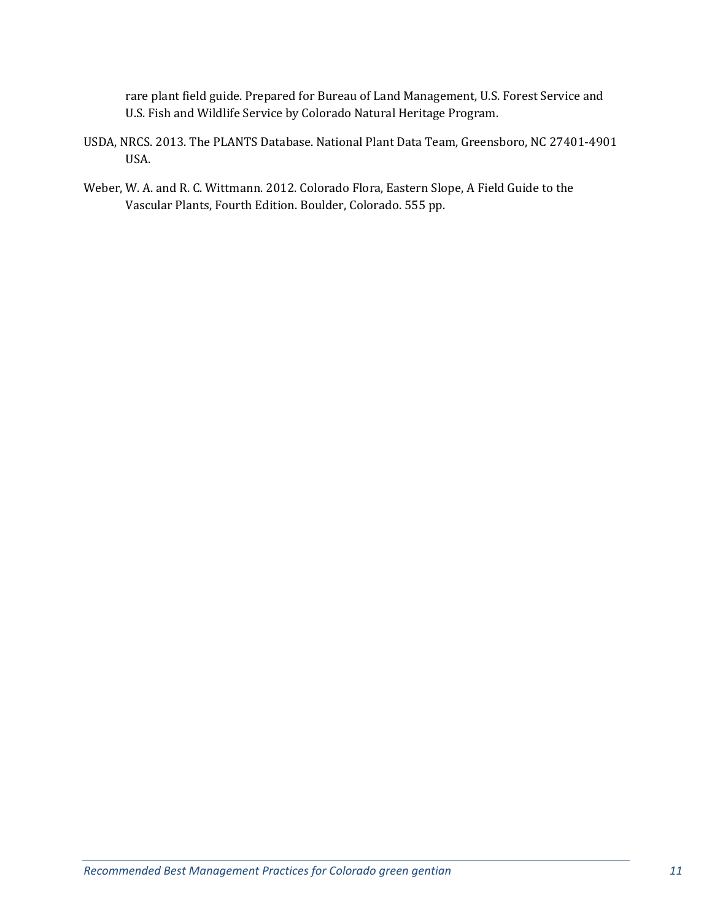rare plant field guide. Prepared for Bureau of Land Management, U.S. Forest Service and U.S. Fish and Wildlife Service by Colorado Natural Heritage Program.

USDA, NRCS. 2013. The PLANTS Database. National Plant Data Team, Greensboro, NC 27401-4901 USA.

Weber, W. A. and R. C. Wittmann. 2012. Colorado Flora, Eastern Slope, A Field Guide to the Vascular Plants, Fourth Edition. Boulder, Colorado. 555 pp.